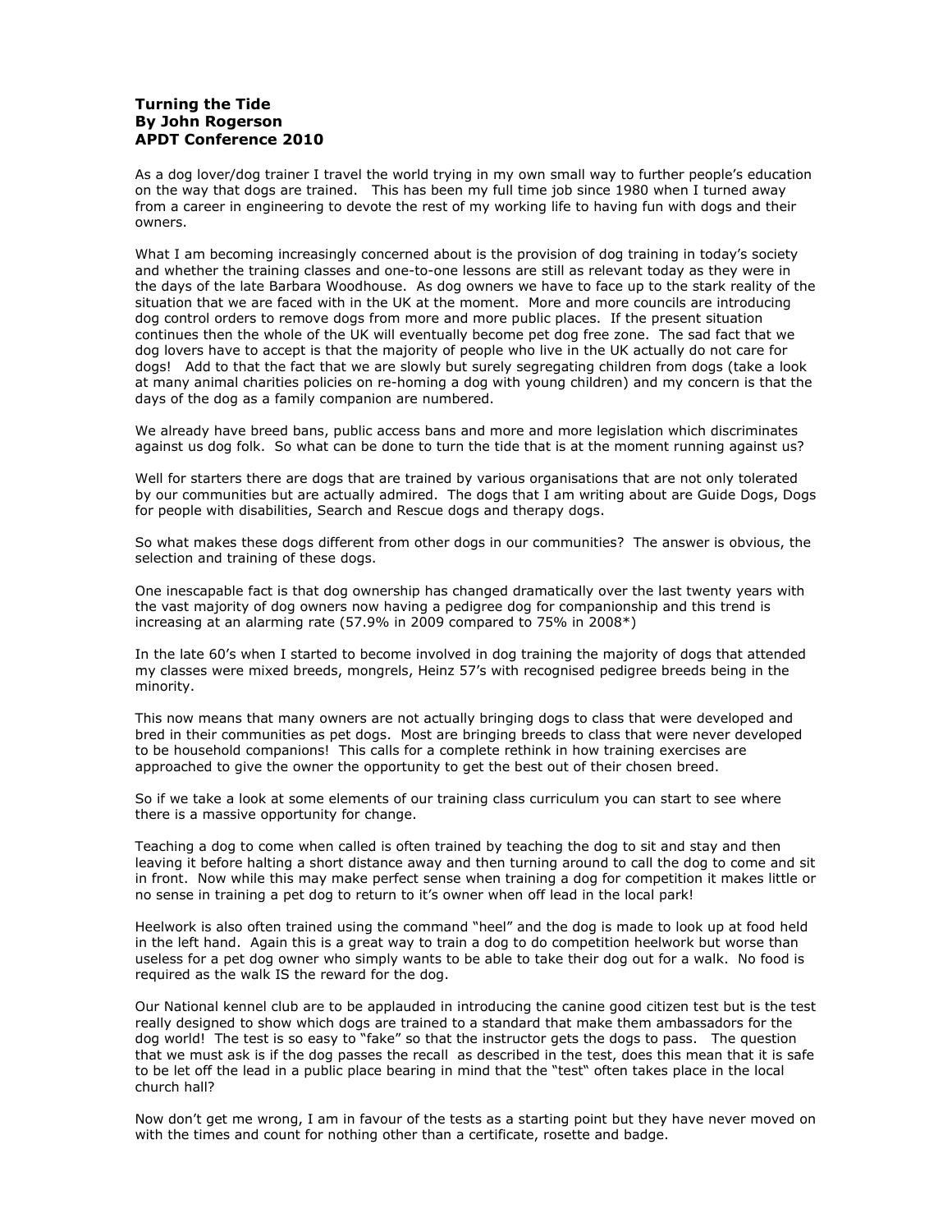**Turning the Tide**
**By John Rogerson**
**APDT Conference 2010**

As a dog lover/dog trainer I travel the world trying in my own small way to further people's education on the way that dogs are trained. This has been my full time job since 1980 when I turned away from a career in engineering to devote the rest of my working life to having fun with dogs and their owners.

What I am becoming increasingly concerned about is the provision of dog training in today's society and whether the training classes and one-to-one lessons are still as relevant today as they were in the days of the late Barbara Woodhouse. As dog owners we have to face up to the stark reality of the situation that we are faced with in the UK at the moment. More and more councils are introducing dog control orders to remove dogs from more and more public places. If the present situation continues then the whole of the UK will eventually become pet dog free zone. The sad fact that we dog lovers have to accept is that the majority of people who live in the UK actually do not care for dogs! Add to that the fact that we are slowly but surely segregating children from dogs (take a look at many animal charities policies on re-homing a dog with young children) and my concern is that the days of the dog as a family companion are numbered.

We already have breed bans, public access bans and more and more legislation which discriminates against us dog folk. So what can be done to turn the tide that is at the moment running against us?

Well for starters there are dogs that are trained by various organisations that are not only tolerated by our communities but are actually admired. The dogs that I am writing about are Guide Dogs, Dogs for people with disabilities, Search and Rescue dogs and therapy dogs.

So what makes these dogs different from other dogs in our communities? The answer is obvious, the selection and training of these dogs.

One inescapable fact is that dog ownership has changed dramatically over the last twenty years with the vast majority of dog owners now having a pedigree dog for companionship and this trend is increasing at an alarming rate (57.9% in 2009 compared to 75% in 2008*)

In the late 60's when I started to become involved in dog training the majority of dogs that attended my classes were mixed breeds, mongrels, Heinz 57's with recognised pedigree breeds being in the minority.

This now means that many owners are not actually bringing dogs to class that were developed and bred in their communities as pet dogs. Most are bringing breeds to class that were never developed to be household companions! This calls for a complete rethink in how training exercises are approached to give the owner the opportunity to get the best out of their chosen breed.

So if we take a look at some elements of our training class curriculum you can start to see where there is a massive opportunity for change.

Teaching a dog to come when called is often trained by teaching the dog to sit and stay and then leaving it before halting a short distance away and then turning around to call the dog to come and sit in front. Now while this may make perfect sense when training a dog for competition it makes little or no sense in training a pet dog to return to it's owner when off lead in the local park!

Heelwork is also often trained using the command "heel" and the dog is made to look up at food held in the left hand. Again this is a great way to train a dog to do competition heelwork but worse than useless for a pet dog owner who simply wants to be able to take their dog out for a walk. No food is required as the walk IS the reward for the dog.

Our National kennel club are to be applauded in introducing the canine good citizen test but is the test really designed to show which dogs are trained to a standard that make them ambassadors for the dog world! The test is so easy to "fake" so that the instructor gets the dogs to pass. The question that we must ask is if the dog passes the recall as described in the test, does this mean that it is safe to be let off the lead in a public place bearing in mind that the "test" often takes place in the local church hall?

Now don't get me wrong, I am in favour of the tests as a starting point but they have never moved on with the times and count for nothing other than a certificate, rosette and badge.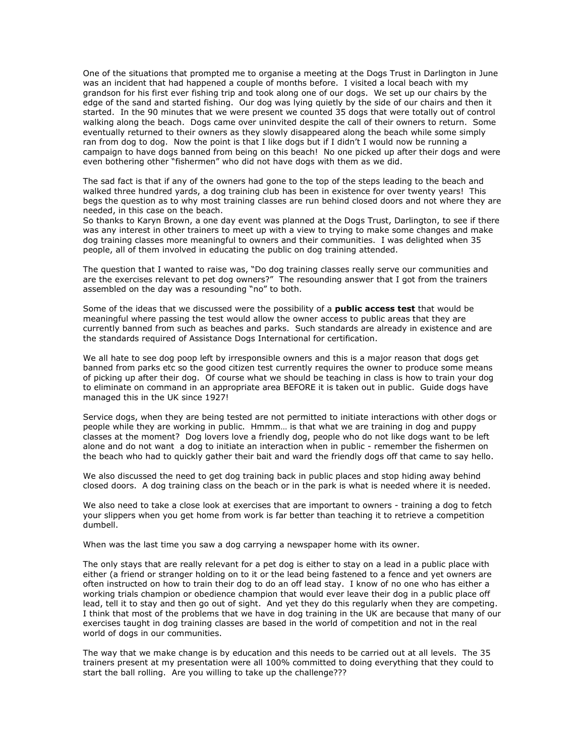One of the situations that prompted me to organise a meeting at the Dogs Trust in Darlington in June was an incident that had happened a couple of months before. I visited a local beach with my grandson for his first ever fishing trip and took along one of our dogs. We set up our chairs by the edge of the sand and started fishing. Our dog was lying quietly by the side of our chairs and then it started. In the 90 minutes that we were present we counted 35 dogs that were totally out of control walking along the beach. Dogs came over uninvited despite the call of their owners to return. Some eventually returned to their owners as they slowly disappeared along the beach while some simply ran from dog to dog. Now the point is that I like dogs but if I didn't I would now be running a campaign to have dogs banned from being on this beach! No one picked up after their dogs and were even bothering other "fishermen" who did not have dogs with them as we did.

The sad fact is that if any of the owners had gone to the top of the steps leading to the beach and walked three hundred yards, a dog training club has been in existence for over twenty years! This begs the question as to why most training classes are run behind closed doors and not where they are needed, in this case on the beach.
So thanks to Karyn Brown, a one day event was planned at the Dogs Trust, Darlington, to see if there was any interest in other trainers to meet up with a view to trying to make some changes and make dog training classes more meaningful to owners and their communities. I was delighted when 35 people, all of them involved in educating the public on dog training attended.

The question that I wanted to raise was, "Do dog training classes really serve our communities and are the exercises relevant to pet dog owners?" The resounding answer that I got from the trainers assembled on the day was a resounding "no" to both.

Some of the ideas that we discussed were the possibility of a **public access test** that would be meaningful where passing the test would allow the owner access to public areas that they are currently banned from such as beaches and parks. Such standards are already in existence and are the standards required of Assistance Dogs International for certification.

We all hate to see dog poop left by irresponsible owners and this is a major reason that dogs get banned from parks etc so the good citizen test currently requires the owner to produce some means of picking up after their dog. Of course what we should be teaching in class is how to train your dog to eliminate on command in an appropriate area BEFORE it is taken out in public. Guide dogs have managed this in the UK since 1927!

Service dogs, when they are being tested are not permitted to initiate interactions with other dogs or people while they are working in public. Hmmm… is that what we are training in dog and puppy classes at the moment? Dog lovers love a friendly dog, people who do not like dogs want to be left alone and do not want a dog to initiate an interaction when in public - remember the fishermen on the beach who had to quickly gather their bait and ward the friendly dogs off that came to say hello.

We also discussed the need to get dog training back in public places and stop hiding away behind closed doors. A dog training class on the beach or in the park is what is needed where it is needed.

We also need to take a close look at exercises that are important to owners - training a dog to fetch your slippers when you get home from work is far better than teaching it to retrieve a competition dumbell.

When was the last time you saw a dog carrying a newspaper home with its owner.

The only stays that are really relevant for a pet dog is either to stay on a lead in a public place with either (a friend or stranger holding on to it or the lead being fastened to a fence and yet owners are often instructed on how to train their dog to do an off lead stay. I know of no one who has either a working trials champion or obedience champion that would ever leave their dog in a public place off lead, tell it to stay and then go out of sight. And yet they do this regularly when they are competing. I think that most of the problems that we have in dog training in the UK are because that many of our exercises taught in dog training classes are based in the world of competition and not in the real world of dogs in our communities.

The way that we make change is by education and this needs to be carried out at all levels. The 35 trainers present at my presentation were all 100% committed to doing everything that they could to start the ball rolling. Are you willing to take up the challenge???